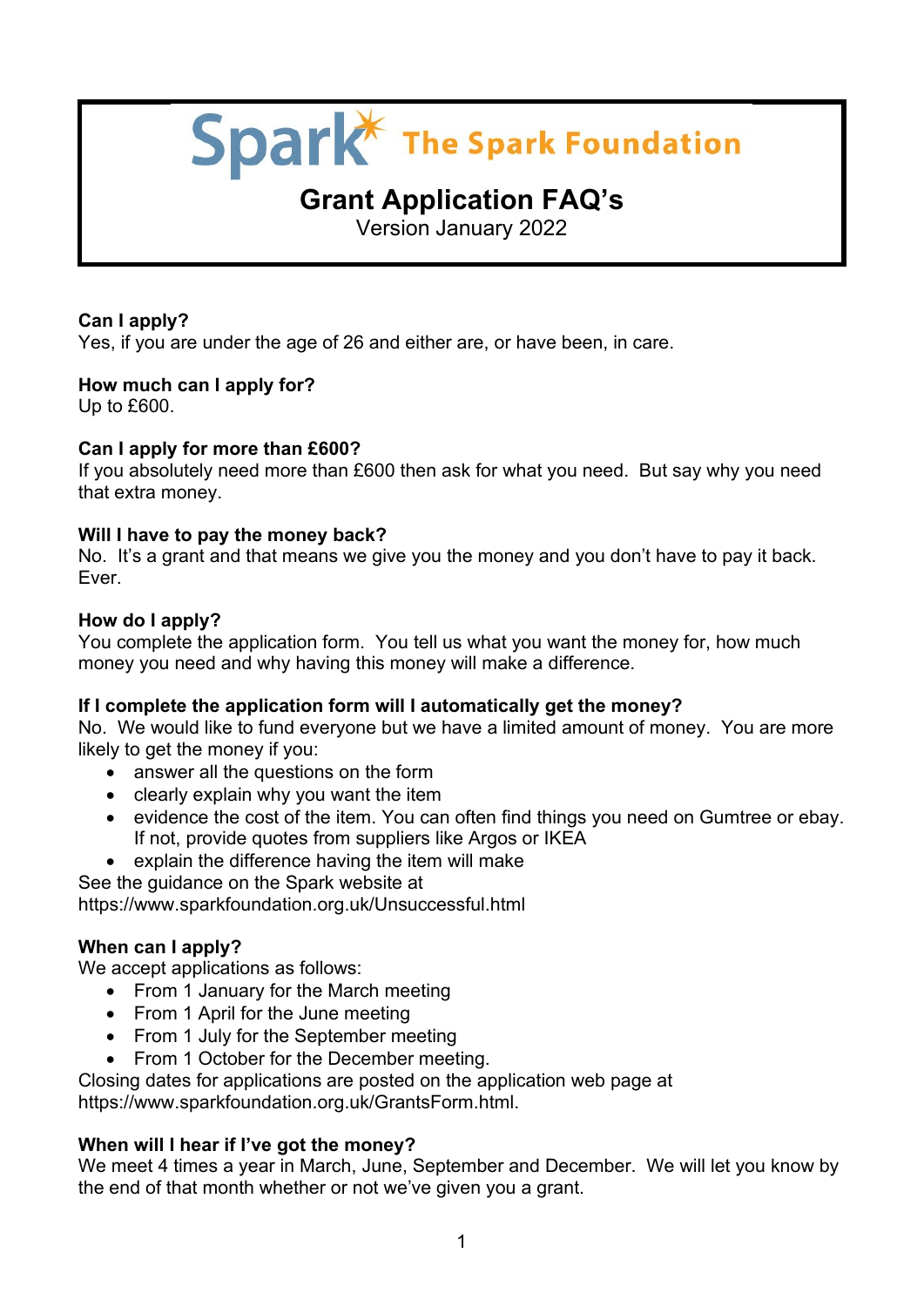# Spark The Spark Foundation

## Grant Application FAQ's

Version January 2022

**Can I apply?**
Yes, if you are under the age of 26 and either are, or have been, in care.

**How much can I apply for?**
Up to £600.

**Can I apply for more than £600?**
If you absolutely need more than £600 then ask for what you need. But say why you need that extra money.

**Will I have to pay the money back?**
No. It's a grant and that means we give you the money and you don't have to pay it back. Ever.

**How do I apply?**
You complete the application form. You tell us what you want the money for, how much money you need and why having this money will make a difference.

**If I complete the application form will I automatically get the money?**
No. We would like to fund everyone but we have a limited amount of money. You are more likely to get the money if you:

- answer all the questions on the form
- clearly explain why you want the item
- evidence the cost of the item. You can often find things you need on Gumtree or ebay. If not, provide quotes from suppliers like Argos or IKEA
- explain the difference having the item will make

See the guidance on the Spark website at https://www.sparkfoundation.org.uk/Unsuccessful.html

**When can I apply?**
We accept applications as follows:

- From 1 January for the March meeting
- From 1 April for the June meeting
- From 1 July for the September meeting
- From 1 October for the December meeting.

Closing dates for applications are posted on the application web page at https://www.sparkfoundation.org.uk/GrantsForm.html.

**When will I hear if I've got the money?**
We meet 4 times a year in March, June, September and December. We will let you know by the end of that month whether or not we've given you a grant.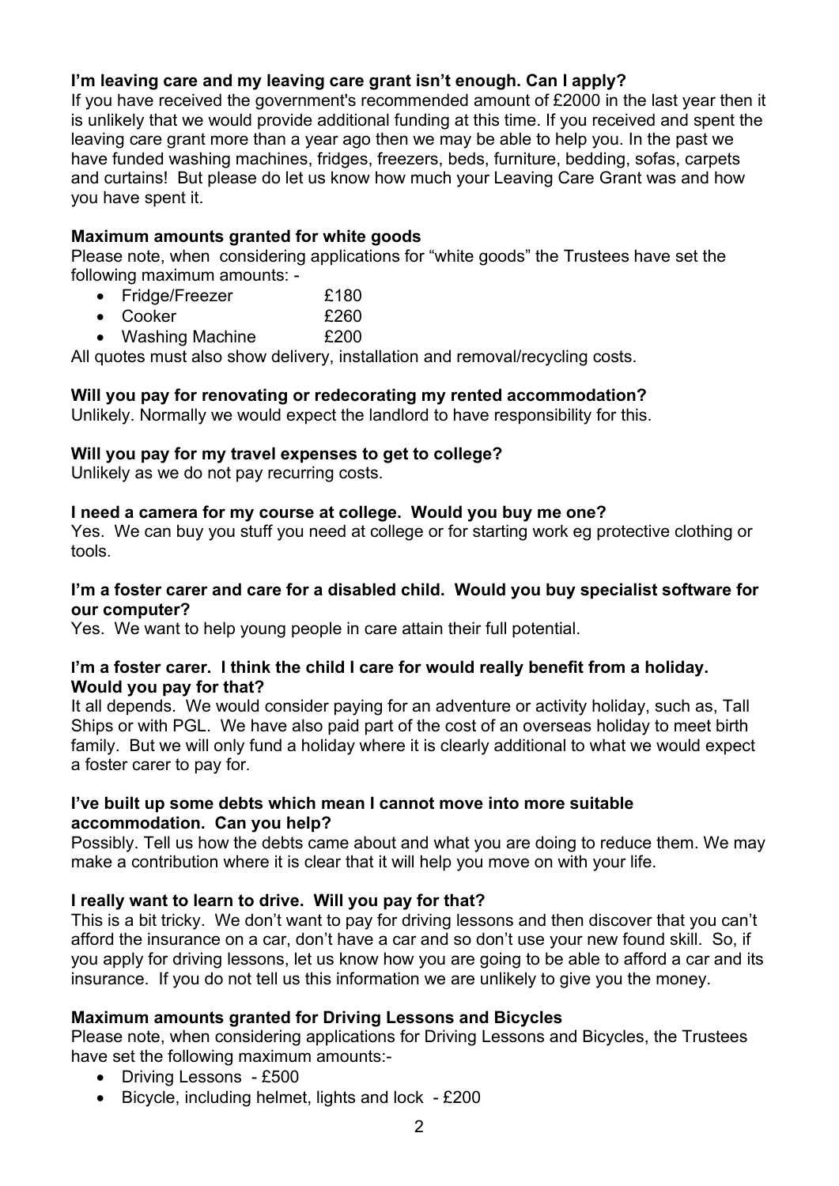**I'm leaving care and my leaving care grant isn't enough. Can I apply?**

If you have received the government's recommended amount of £2000 in the last year then it is unlikely that we would provide additional funding at this time. If you received and spent the leaving care grant more than a year ago then we may be able to help you. In the past we have funded washing machines, fridges, freezers, beds, furniture, bedding, sofas, carpets and curtains! But please do let us know how much your Leaving Care Grant was and how you have spent it.

**Maximum amounts granted for white goods**

Please note, when considering applications for "white goods" the Trustees have set the following maximum amounts: -

- Fridge/Freezer £180
- Cooker £260
- Washing Machine £200

All quotes must also show delivery, installation and removal/recycling costs.

**Will you pay for renovating or redecorating my rented accommodation?**

Unlikely. Normally we would expect the landlord to have responsibility for this.

**Will you pay for my travel expenses to get to college?**

Unlikely as we do not pay recurring costs.

**I need a camera for my course at college. Would you buy me one?**

Yes. We can buy you stuff you need at college or for starting work eg protective clothing or tools.

**I'm a foster carer and care for a disabled child. Would you buy specialist software for our computer?**

Yes. We want to help young people in care attain their full potential.

**I'm a foster carer. I think the child I care for would really benefit from a holiday. Would you pay for that?**

It all depends. We would consider paying for an adventure or activity holiday, such as, Tall Ships or with PGL. We have also paid part of the cost of an overseas holiday to meet birth family. But we will only fund a holiday where it is clearly additional to what we would expect a foster carer to pay for.

**I've built up some debts which mean I cannot move into more suitable accommodation. Can you help?**

Possibly. Tell us how the debts came about and what you are doing to reduce them. We may make a contribution where it is clear that it will help you move on with your life.

**I really want to learn to drive. Will you pay for that?**

This is a bit tricky. We don't want to pay for driving lessons and then discover that you can't afford the insurance on a car, don't have a car and so don't use your new found skill. So, if you apply for driving lessons, let us know how you are going to be able to afford a car and its insurance. If you do not tell us this information we are unlikely to give you the money.

**Maximum amounts granted for Driving Lessons and Bicycles**

Please note, when considering applications for Driving Lessons and Bicycles, the Trustees have set the following maximum amounts:-

- Driving Lessons - £500
- Bicycle, including helmet, lights and lock - £200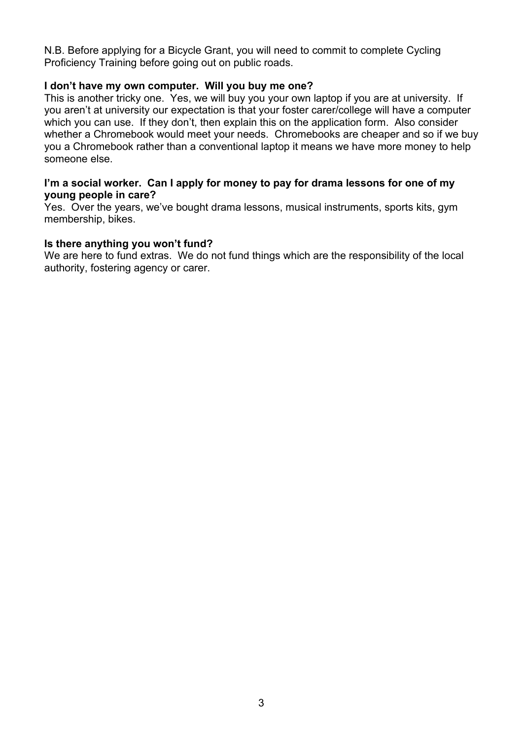N.B. Before applying for a Bicycle Grant, you will need to commit to complete Cycling Proficiency Training before going out on public roads.

**I don't have my own computer. Will you buy me one?**

This is another tricky one. Yes, we will buy you your own laptop if you are at university. If you aren't at university our expectation is that your foster carer/college will have a computer which you can use. If they don't, then explain this on the application form. Also consider whether a Chromebook would meet your needs. Chromebooks are cheaper and so if we buy you a Chromebook rather than a conventional laptop it means we have more money to help someone else.

**I'm a social worker. Can I apply for money to pay for drama lessons for one of my young people in care?**

Yes. Over the years, we've bought drama lessons, musical instruments, sports kits, gym membership, bikes.

**Is there anything you won't fund?**

We are here to fund extras. We do not fund things which are the responsibility of the local authority, fostering agency or carer.